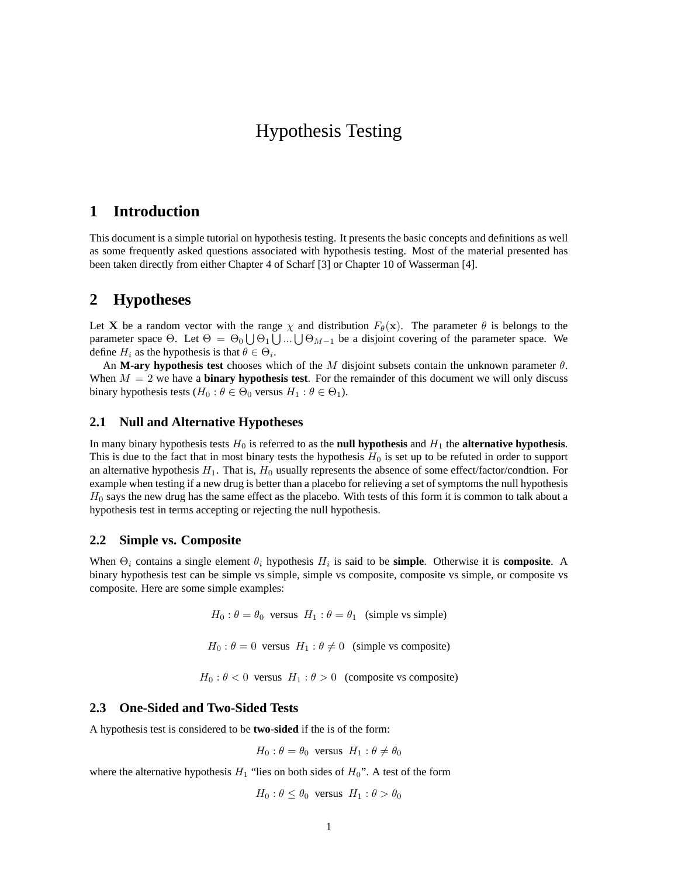# Hypothesis Testing

## 1 Introduction

This document is a simple tutorial on hypothesis testing. It presents the basic concepts and definitions as well as some frequently asked questions associated with hypothesis testing. Most of the material presented has been taken directly from either Chapter 4 of Scharf [3] or Chapter 10 of Wasserman [4].

## 2 Hypotheses

Let $\mathbf{X}$ be a random vector with the range $\chi$ and distribution $F_\theta(\mathbf{x})$. The parameter $\theta$ is belongs to the parameter space $\Theta$. Let $\Theta = \Theta_0 \bigcup \Theta_1 \bigcup ... \bigcup \Theta_{M-1}$ be a disjoint covering of the parameter space. We define $H_i$ as the hypothesis is that $\theta \in \Theta_i$.

An **M-ary hypothesis test** chooses which of the $M$ disjoint subsets contain the unknown parameter $\theta$. When $M = 2$ we have a **binary hypothesis test**. For the remainder of this document we will only discuss binary hypothesis tests ($H_0 : \theta \in \Theta_0$ versus $H_1 : \theta \in \Theta_1$).

### 2.1 Null and Alternative Hypotheses

In many binary hypothesis tests $H_0$ is referred to as the **null hypothesis** and $H_1$ the **alternative hypothesis**. This is due to the fact that in most binary tests the hypothesis $H_0$ is set up to be refuted in order to support an alternative hypothesis $H_1$. That is, $H_0$ usually represents the absence of some effect/factor/condtion. For example when testing if a new drug is better than a placebo for relieving a set of symptoms the null hypothesis $H_0$ says the new drug has the same effect as the placebo. With tests of this form it is common to talk about a hypothesis test in terms accepting or rejecting the null hypothesis.

### 2.2 Simple vs. Composite

When $\Theta_i$ contains a single element $\theta_i$ hypothesis $H_i$ is said to be **simple**. Otherwise it is **composite**. A binary hypothesis test can be simple vs simple, simple vs composite, composite vs simple, or composite vs composite. Here are some simple examples:

$$H_0 : \theta = \theta_0 \text{ versus } H_1 : \theta = \theta_1 \quad \text{(simple vs simple)}$$

$$H_0 : \theta = 0 \text{ versus } H_1 : \theta \neq 0 \quad \text{(simple vs composite)}$$

$$H_0 : \theta < 0 \text{ versus } H_1 : \theta > 0 \quad \text{(composite vs composite)}$$

### 2.3 One-Sided and Two-Sided Tests

A hypothesis test is considered to be **two-sided** if the is of the form:

$$H_0 : \theta = \theta_0 \text{ versus } H_1 : \theta \neq \theta_0$$

where the alternative hypothesis $H_1$ "lies on both sides of $H_0$". A test of the form

$$H_0 : \theta \leq \theta_0 \text{ versus } H_1 : \theta > \theta_0$$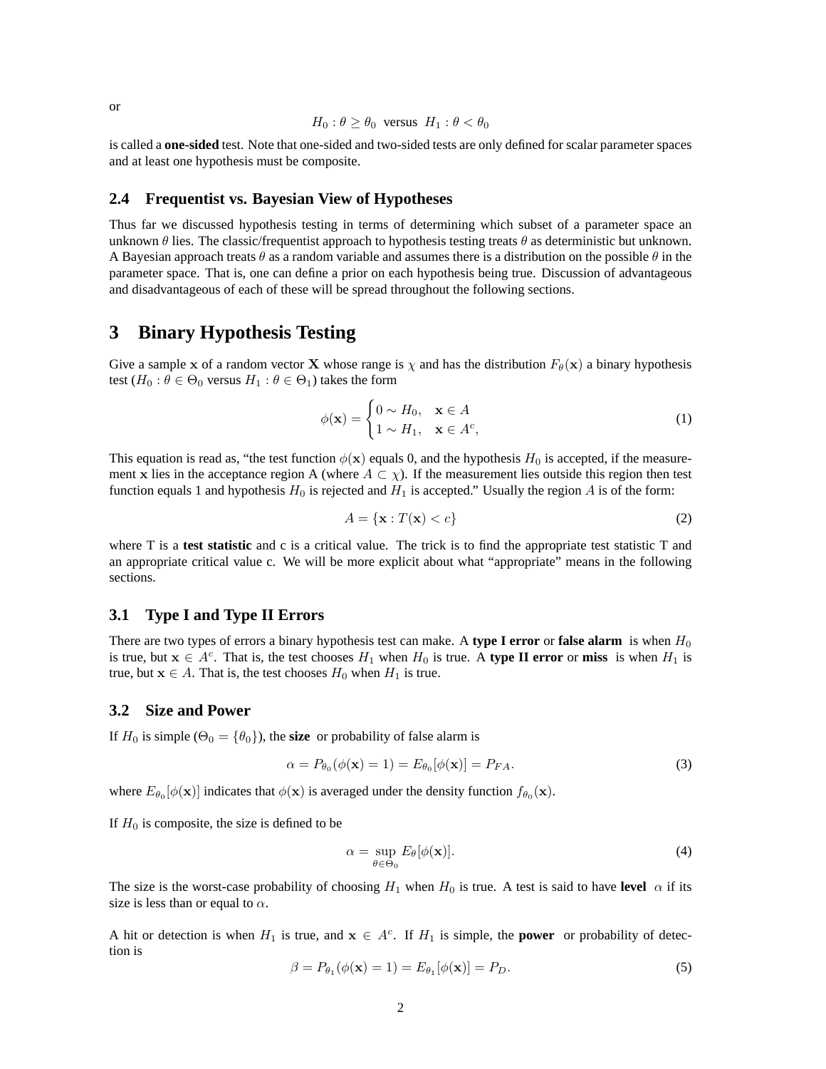or

$$H_0 : \theta \geq \theta_0 \text{ versus } H_1 : \theta < \theta_0$$

is called a **one-sided** test. Note that one-sided and two-sided tests are only defined for scalar parameter spaces and at least one hypothesis must be composite.

### 2.4 Frequentist vs. Bayesian View of Hypotheses

Thus far we discussed hypothesis testing in terms of determining which subset of a parameter space an unknown $\theta$ lies. The classic/frequentist approach to hypothesis testing treats $\theta$ as deterministic but unknown. A Bayesian approach treats $\theta$ as a random variable and assumes there is a distribution on the possible $\theta$ in the parameter space. That is, one can define a prior on each hypothesis being true. Discussion of advantageous and disadvantageous of each of these will be spread throughout the following sections.

## 3 Binary Hypothesis Testing

Give a sample $\mathbf{x}$ of a random vector $\mathbf{X}$ whose range is $\chi$ and has the distribution $F_\theta(\mathbf{x})$ a binary hypothesis test ($H_0 : \theta \in \Theta_0$ versus $H_1 : \theta \in \Theta_1$) takes the form

$$\phi(\mathbf{x}) = \begin{cases} 0 \sim H_0, & \mathbf{x} \in A \\ 1 \sim H_1, & \mathbf{x} \in A^c, \end{cases} \tag{1}$$

This equation is read as, "the test function $\phi(\mathbf{x})$ equals 0, and the hypothesis $H_0$ is accepted, if the measurement $\mathbf{x}$ lies in the acceptance region A (where $A \subset \chi$). If the measurement lies outside this region then test function equals 1 and hypothesis $H_0$ is rejected and $H_1$ is accepted." Usually the region $A$ is of the form:

$$A = \{\mathbf{x} : T(\mathbf{x}) < c\} \tag{2}$$

where T is a **test statistic** and c is a critical value. The trick is to find the appropriate test statistic T and an appropriate critical value c. We will be more explicit about what "appropriate" means in the following sections.

### 3.1 Type I and Type II Errors

There are two types of errors a binary hypothesis test can make. A **type I error** or **false alarm** is when $H_0$ is true, but $\mathbf{x} \in A^c$. That is, the test chooses $H_1$ when $H_0$ is true. A **type II error** or **miss** is when $H_1$ is true, but $\mathbf{x} \in A$. That is, the test chooses $H_0$ when $H_1$ is true.

### 3.2 Size and Power

If $H_0$ is simple ($\Theta_0 = \{\theta_0\}$), the **size** or probability of false alarm is

$$\alpha = P_{\theta_0}(\phi(\mathbf{x}) = 1) = E_{\theta_0}[\phi(\mathbf{x})] = P_{FA}. \tag{3}$$

where $E_{\theta_0}[\phi(\mathbf{x})]$ indicates that $\phi(\mathbf{x})$ is averaged under the density function $f_{\theta_0}(\mathbf{x})$.

If $H_0$ is composite, the size is defined to be

$$\alpha = \sup_{\theta \in \Theta_0} E_\theta[\phi(\mathbf{x})]. \tag{4}$$

The size is the worst-case probability of choosing $H_1$ when $H_0$ is true. A test is said to have **level** $\alpha$ if its size is less than or equal to $\alpha$.

A hit or detection is when $H_1$ is true, and $\mathbf{x} \in A^c$. If $H_1$ is simple, the **power** or probability of detection is

$$\beta = P_{\theta_1}(\phi(\mathbf{x}) = 1) = E_{\theta_1}[\phi(\mathbf{x})] = P_D. \tag{5}$$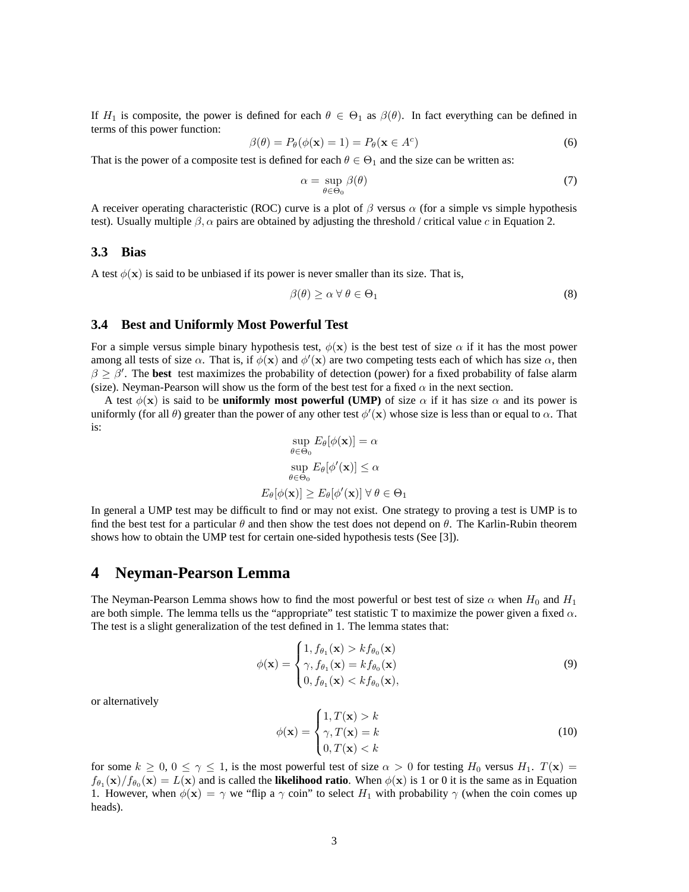If $H_1$ is composite, the power is defined for each $\theta \in \Theta_1$ as $\beta(\theta)$. In fact everything can be defined in terms of this power function:

$$\beta(\theta) = P_\theta(\phi(\mathbf{x}) = 1) = P_\theta(\mathbf{x} \in A^c) \tag{6}$$

That is the power of a composite test is defined for each $\theta \in \Theta_1$ and the size can be written as:

$$\alpha = \sup_{\theta \in \Theta_0} \beta(\theta) \tag{7}$$

A receiver operating characteristic (ROC) curve is a plot of $\beta$ versus $\alpha$ (for a simple vs simple hypothesis test). Usually multiple $\beta, \alpha$ pairs are obtained by adjusting the threshold / critical value $c$ in Equation 2.

### 3.3 Bias

A test $\phi(\mathbf{x})$ is said to be unbiased if its power is never smaller than its size. That is,

$$\beta(\theta) \geq \alpha \;\forall\; \theta \in \Theta_1 \tag{8}$$

### 3.4 Best and Uniformly Most Powerful Test

For a simple versus simple binary hypothesis test, $\phi(\mathbf{x})$ is the best test of size $\alpha$ if it has the most power among all tests of size $\alpha$. That is, if $\phi(\mathbf{x})$ and $\phi'(\mathbf{x})$ are two competing tests each of which has size $\alpha$, then $\beta \geq \beta'$. The **best** test maximizes the probability of detection (power) for a fixed probability of false alarm (size). Neyman-Pearson will show us the form of the best test for a fixed $\alpha$ in the next section.

A test $\phi(\mathbf{x})$ is said to be **uniformly most powerful (UMP)** of size $\alpha$ if it has size $\alpha$ and its power is uniformly (for all $\theta$) greater than the power of any other test $\phi'(\mathbf{x})$ whose size is less than or equal to $\alpha$. That is:

$$\sup_{\theta \in \Theta_0} E_\theta[\phi(\mathbf{x})] = \alpha$$

$$\sup_{\theta \in \Theta_0} E_\theta[\phi'(\mathbf{x})] \leq \alpha$$

$$E_\theta[\phi(\mathbf{x})] \geq E_\theta[\phi'(\mathbf{x})] \;\forall\; \theta \in \Theta_1$$

In general a UMP test may be difficult to find or may not exist. One strategy to proving a test is UMP is to find the best test for a particular $\theta$ and then show the test does not depend on $\theta$. The Karlin-Rubin theorem shows how to obtain the UMP test for certain one-sided hypothesis tests (See [3]).

## 4 Neyman-Pearson Lemma

The Neyman-Pearson Lemma shows how to find the most powerful or best test of size $\alpha$ when $H_0$ and $H_1$ are both simple. The lemma tells us the "appropriate" test statistic T to maximize the power given a fixed $\alpha$. The test is a slight generalization of the test defined in 1. The lemma states that:

$$\phi(\mathbf{x}) = \begin{cases} 1, f_{\theta_1}(\mathbf{x}) > k f_{\theta_0}(\mathbf{x}) \\ \gamma, f_{\theta_1}(\mathbf{x}) = k f_{\theta_0}(\mathbf{x}) \\ 0, f_{\theta_1}(\mathbf{x}) < k f_{\theta_0}(\mathbf{x}), \end{cases} \tag{9}$$

or alternatively

$$\phi(\mathbf{x}) = \begin{cases} 1, T(\mathbf{x}) > k \\ \gamma, T(\mathbf{x}) = k \\ 0, T(\mathbf{x}) < k \end{cases} \tag{10}$$

for some $k \geq 0$, $0 \leq \gamma \leq 1$, is the most powerful test of size $\alpha > 0$ for testing $H_0$ versus $H_1$. $T(\mathbf{x}) = f_{\theta_1}(\mathbf{x})/f_{\theta_0}(\mathbf{x}) = L(\mathbf{x})$ and is called the **likelihood ratio**. When $\phi(\mathbf{x})$ is 1 or 0 it is the same as in Equation 1. However, when $\phi(\mathbf{x}) = \gamma$ we "flip a $\gamma$ coin" to select $H_1$ with probability $\gamma$ (when the coin comes up heads).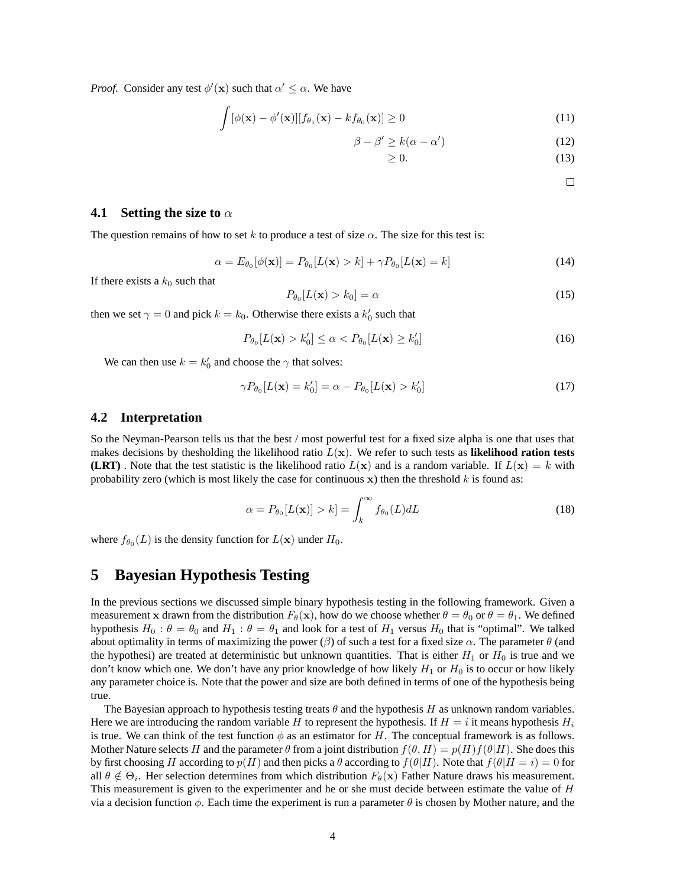*Proof.* Consider any test $\phi'(\mathbf{x})$ such that $\alpha' \leq \alpha$. We have

$$\int [\phi(\mathbf{x}) - \phi'(\mathbf{x})][f_{\theta_1}(\mathbf{x}) - k f_{\theta_0}(\mathbf{x})] \geq 0 \tag{11}$$

$$\beta - \beta' \geq k(\alpha - \alpha') \tag{12}$$

$$\geq 0. \tag{13}$$

□

### 4.1 Setting the size to $\alpha$

The question remains of how to set $k$ to produce a test of size $\alpha$. The size for this test is:

$$\alpha = E_{\theta_0}[\phi(\mathbf{x})] = P_{\theta_0}[L(\mathbf{x}) > k] + \gamma P_{\theta_0}[L(\mathbf{x}) = k] \tag{14}$$

If there exists a $k_0$ such that

$$P_{\theta_0}[L(\mathbf{x}) > k_0] = \alpha \tag{15}$$

then we set $\gamma = 0$ and pick $k = k_0$. Otherwise there exists a $k_0'$ such that

$$P_{\theta_0}[L(\mathbf{x}) > k_0'] \leq \alpha < P_{\theta_0}[L(\mathbf{x}) \geq k_0'] \tag{16}$$

We can then use $k = k_0'$ and choose the $\gamma$ that solves:

$$\gamma P_{\theta_0}[L(\mathbf{x}) = k_0'] = \alpha - P_{\theta_0}[L(\mathbf{x}) > k_0'] \tag{17}$$

### 4.2 Interpretation

So the Neyman-Pearson tells us that the best / most powerful test for a fixed size alpha is one that uses that makes decisions by thesholding the likelihood ratio $L(\mathbf{x})$. We refer to such tests as **likelihood ration tests (LRT)** . Note that the test statistic is the likelihood ratio $L(\mathbf{x})$ and is a random variable. If $L(\mathbf{x}) = k$ with probability zero (which is most likely the case for continuous $\mathbf{x}$) then the threshold $k$ is found as:

$$\alpha = P_{\theta_0}[L(\mathbf{x})] > k] = \int_k^\infty f_{\theta_0}(L)dL \tag{18}$$

where $f_{\theta_0}(L)$ is the density function for $L(\mathbf{x})$ under $H_0$.

## 5 Bayesian Hypothesis Testing

In the previous sections we discussed simple binary hypothesis testing in the following framework. Given a measurement $\mathbf{x}$ drawn from the distribution $F_\theta(\mathbf{x})$, how do we choose whether $\theta = \theta_0$ or $\theta = \theta_1$. We defined hypothesis $H_0 : \theta = \theta_0$ and $H_1 : \theta = \theta_1$ and look for a test of $H_1$ versus $H_0$ that is "optimal". We talked about optimality in terms of maximizing the power ($\beta$) of such a test for a fixed size $\alpha$. The parameter $\theta$ (and the hypothesi) are treated at deterministic but unknown quantities. That is either $H_1$ or $H_0$ is true and we don't know which one. We don't have any prior knowledge of how likely $H_1$ or $H_0$ is to occur or how likely any parameter choice is. Note that the power and size are both defined in terms of one of the hypothesis being true.

The Bayesian approach to hypothesis testing treats $\theta$ and the hypothesis $H$ as unknown random variables. Here we are introducing the random variable $H$ to represent the hypothesis. If $H = i$ it means hypothesis $H_i$ is true. We can think of the test function $\phi$ as an estimator for $H$. The conceptual framework is as follows. Mother Nature selects $H$ and the parameter $\theta$ from a joint distribution $f(\theta, H) = p(H)f(\theta|H)$. She does this by first choosing $H$ according to $p(H)$ and then picks a $\theta$ according to $f(\theta|H)$. Note that $f(\theta|H = i) = 0$ for all $\theta \notin \Theta_i$. Her selection determines from which distribution $F_\theta(\mathbf{x})$ Father Nature draws his measurement. This measurement is given to the experimenter and he or she must decide between estimate the value of $H$ via a decision function $\phi$. Each time the experiment is run a parameter $\theta$ is chosen by Mother nature, and the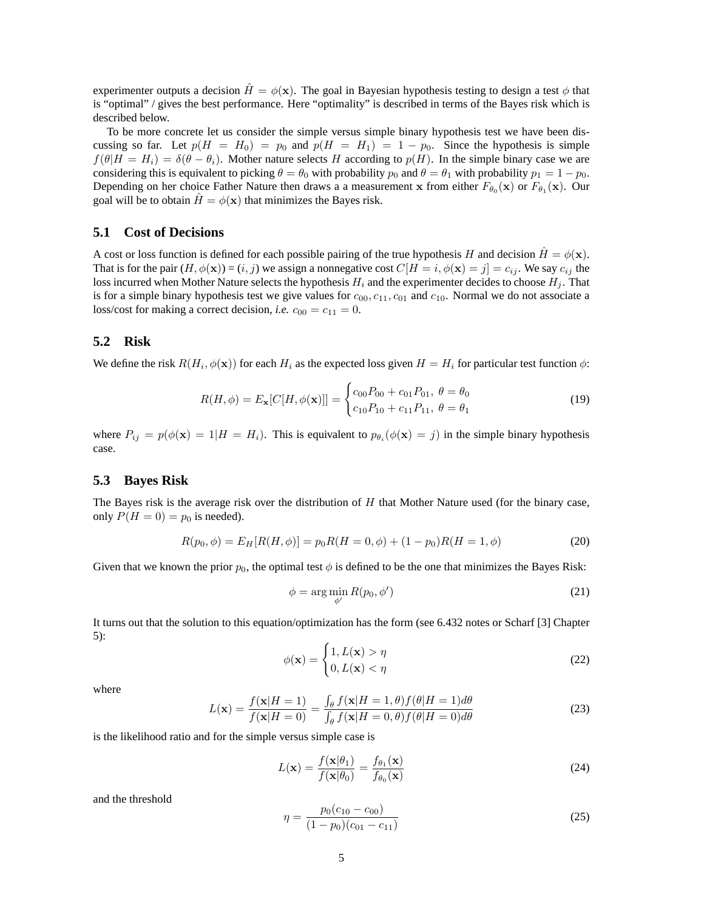experimenter outputs a decision $\hat{H} = \phi(\mathbf{x})$. The goal in Bayesian hypothesis testing to design a test $\phi$ that is "optimal" / gives the best performance. Here "optimality" is described in terms of the Bayes risk which is described below.

To be more concrete let us consider the simple versus simple binary hypothesis test we have been discussing so far. Let $p(H = H_0) = p_0$ and $p(H = H_1) = 1 - p_0$. Since the hypothesis is simple $f(\theta|H = H_i) = \delta(\theta - \theta_i)$. Mother nature selects $H$ according to $p(H)$. In the simple binary case we are considering this is equivalent to picking $\theta = \theta_0$ with probability $p_0$ and $\theta = \theta_1$ with probability $p_1 = 1 - p_0$. Depending on her choice Father Nature then draws a a measurement $\mathbf{x}$ from either $F_{\theta_0}(\mathbf{x})$ or $F_{\theta_1}(\mathbf{x})$. Our goal will be to obtain $\hat{H} = \phi(\mathbf{x})$ that minimizes the Bayes risk.

## 5.1 Cost of Decisions

A cost or loss function is defined for each possible pairing of the true hypothesis $H$ and decision $\hat{H} = \phi(\mathbf{x})$. That is for the pair $(H, \phi(\mathbf{x})) = (i, j)$ we assign a nonnegative cost $C[H = i, \phi(\mathbf{x}) = j] = c_{ij}$. We say $c_{ij}$ the loss incurred when Mother Nature selects the hypothesis $H_i$ and the experimenter decides to choose $H_j$. That is for a simple binary hypothesis test we give values for $c_{00}, c_{11}, c_{01}$ and $c_{10}$. Normal we do not associate a loss/cost for making a correct decision, *i.e.* $c_{00} = c_{11} = 0$.

## 5.2 Risk

We define the risk $R(H_i, \phi(\mathbf{x}))$ for each $H_i$ as the expected loss given $H = H_i$ for particular test function $\phi$:

$$R(H, \phi) = E_{\mathbf{x}}[C[H, \phi(\mathbf{x})]] = \begin{cases} c_{00}P_{00} + c_{01}P_{01},\ \theta = \theta_0 \\ c_{10}P_{10} + c_{11}P_{11},\ \theta = \theta_1 \end{cases} \tag{19}$$

where $P_{ij} = p(\phi(\mathbf{x}) = 1|H = H_i)$. This is equivalent to $p_{\theta_i}(\phi(\mathbf{x}) = j)$ in the simple binary hypothesis case.

## 5.3 Bayes Risk

The Bayes risk is the average risk over the distribution of $H$ that Mother Nature used (for the binary case, only $P(H = 0) = p_0$ is needed).

$$R(p_0, \phi) = E_H[R(H, \phi)] = p_0 R(H = 0, \phi) + (1 - p_0)R(H = 1, \phi) \tag{20}$$

Given that we known the prior $p_0$, the optimal test $\phi$ is defined to be the one that minimizes the Bayes Risk:

$$\phi = \arg\min_{\phi'} R(p_0, \phi') \tag{21}$$

It turns out that the solution to this equation/optimization has the form (see 6.432 notes or Scharf [3] Chapter 5):

$$\phi(\mathbf{x}) = \begin{cases} 1, L(\mathbf{x}) > \eta \\ 0, L(\mathbf{x}) < \eta \end{cases} \tag{22}$$

where

$$L(\mathbf{x}) = \frac{f(\mathbf{x}|H = 1)}{f(\mathbf{x}|H = 0)} = \frac{\int_\theta f(\mathbf{x}|H = 1, \theta) f(\theta|H = 1) d\theta}{\int_\theta f(\mathbf{x}|H = 0, \theta) f(\theta|H = 0) d\theta} \tag{23}$$

is the likelihood ratio and for the simple versus simple case is

$$L(\mathbf{x}) = \frac{f(\mathbf{x}|\theta_1)}{f(\mathbf{x}|\theta_0)} = \frac{f_{\theta_1}(\mathbf{x})}{f_{\theta_0}(\mathbf{x})} \tag{24}$$

and the threshold

$$\eta = \frac{p_0(c_{10} - c_{00})}{(1 - p_0)(c_{01} - c_{11})} \tag{25}$$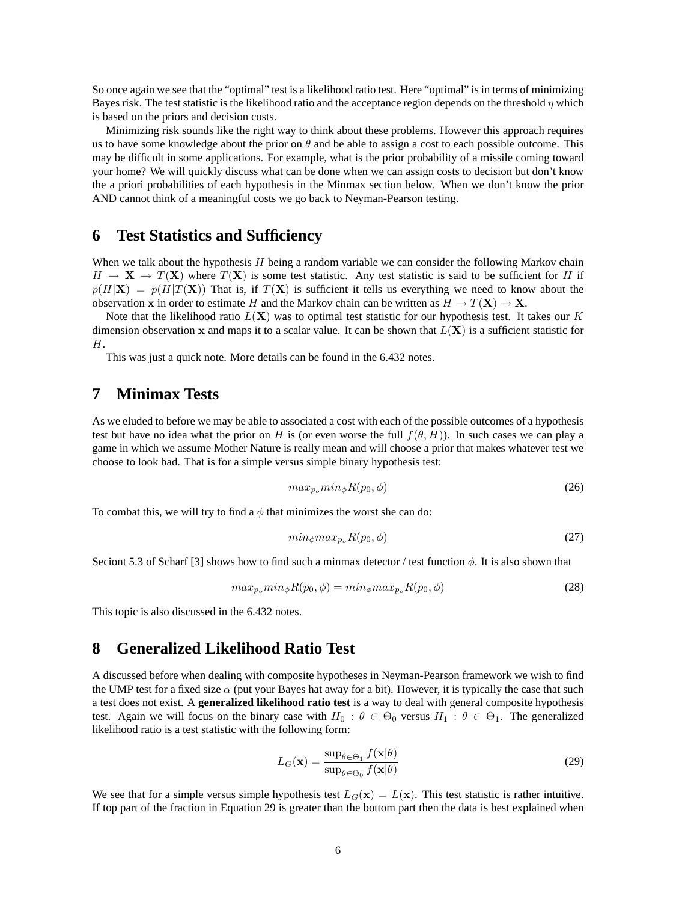So once again we see that the "optimal" test is a likelihood ratio test. Here "optimal" is in terms of minimizing Bayes risk. The test statistic is the likelihood ratio and the acceptance region depends on the threshold $\eta$ which is based on the priors and decision costs.

Minimizing risk sounds like the right way to think about these problems. However this approach requires us to have some knowledge about the prior on $\theta$ and be able to assign a cost to each possible outcome. This may be difficult in some applications. For example, what is the prior probability of a missile coming toward your home? We will quickly discuss what can be done when we can assign costs to decision but don't know the a priori probabilities of each hypothesis in the Minmax section below. When we don't know the prior AND cannot think of a meaningful costs we go back to Neyman-Pearson testing.

# 6 Test Statistics and Sufficiency

When we talk about the hypothesis $H$ being a random variable we can consider the following Markov chain $H \to \mathbf{X} \to T(\mathbf{X})$ where $T(\mathbf{X})$ is some test statistic. Any test statistic is said to be sufficient for $H$ if $p(H|\mathbf{X}) = p(H|T(\mathbf{X}))$ That is, if $T(\mathbf{X})$ is sufficient it tells us everything we need to know about the observation $\mathbf{x}$ in order to estimate $H$ and the Markov chain can be written as $H \to T(\mathbf{X}) \to \mathbf{X}$.

Note that the likelihood ratio $L(\mathbf{X})$ was to optimal test statistic for our hypothesis test. It takes our $K$ dimension observation $\mathbf{x}$ and maps it to a scalar value. It can be shown that $L(\mathbf{X})$ is a sufficient statistic for $H$.

This was just a quick note. More details can be found in the 6.432 notes.

# 7 Minimax Tests

As we eluded to before we may be able to associated a cost with each of the possible outcomes of a hypothesis test but have no idea what the prior on $H$ is (or even worse the full $f(\theta, H)$). In such cases we can play a game in which we assume Mother Nature is really mean and will choose a prior that makes whatever test we choose to look bad. That is for a simple versus simple binary hypothesis test:

$$max_{p_o} min_{\phi} R(p_0, \phi) \tag{26}$$

To combat this, we will try to find a $\phi$ that minimizes the worst she can do:

$$min_{\phi} max_{p_o} R(p_0, \phi) \tag{27}$$

Seciont 5.3 of Scharf [3] shows how to find such a minmax detector / test function $\phi$. It is also shown that

$$max_{p_o} min_{\phi} R(p_0, \phi) = min_{\phi} max_{p_o} R(p_0, \phi) \tag{28}$$

This topic is also discussed in the 6.432 notes.

# 8 Generalized Likelihood Ratio Test

A discussed before when dealing with composite hypotheses in Neyman-Pearson framework we wish to find the UMP test for a fixed size $\alpha$ (put your Bayes hat away for a bit). However, it is typically the case that such a test does not exist. A **generalized likelihood ratio test** is a way to deal with general composite hypothesis test. Again we will focus on the binary case with $H_0 : \theta \in \Theta_0$ versus $H_1 : \theta \in \Theta_1$. The generalized likelihood ratio is a test statistic with the following form:

$$L_G(\mathbf{x}) = \frac{\sup_{\theta \in \Theta_1} f(\mathbf{x}|\theta)}{\sup_{\theta \in \Theta_0} f(\mathbf{x}|\theta)} \tag{29}$$

We see that for a simple versus simple hypothesis test $L_G(\mathbf{x}) = L(\mathbf{x})$. This test statistic is rather intuitive. If top part of the fraction in Equation 29 is greater than the bottom part then the data is best explained when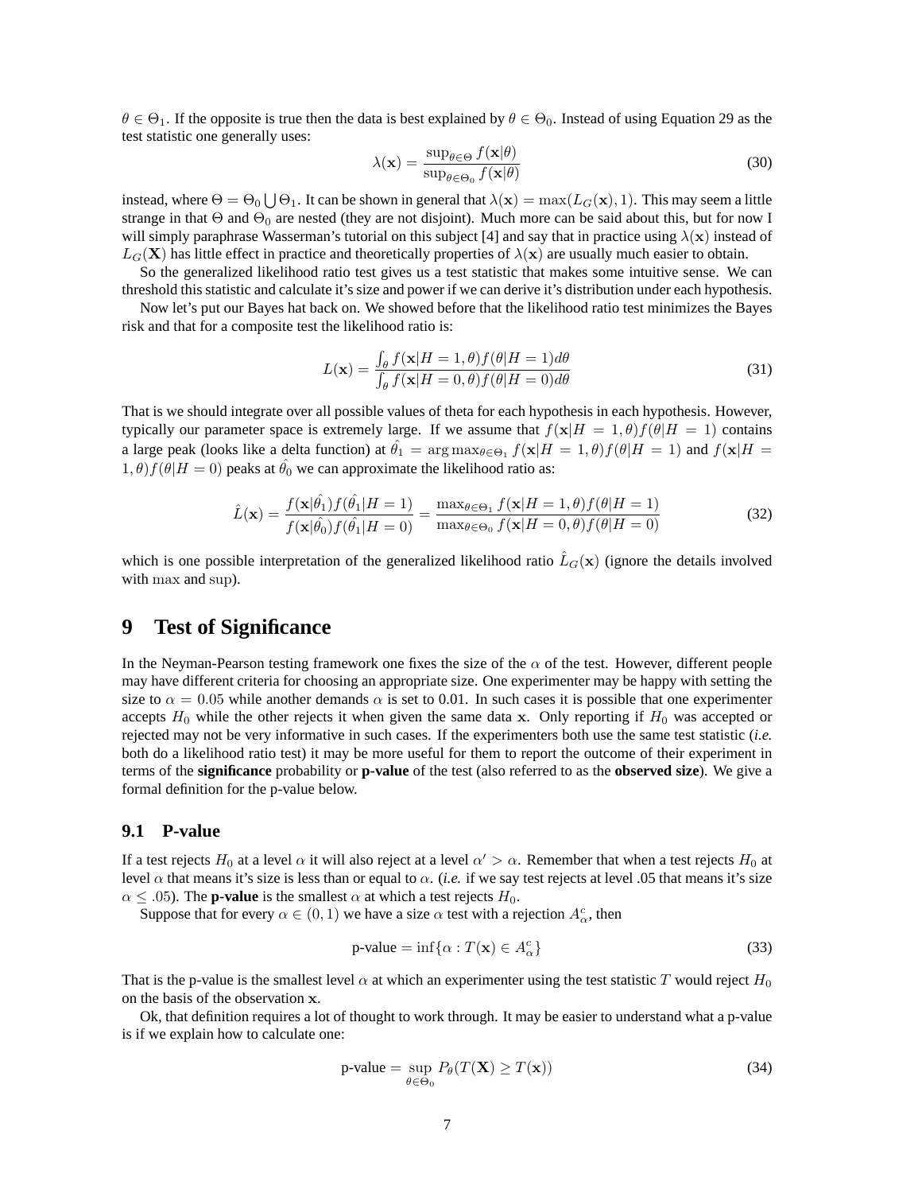$\theta \in \Theta_1$. If the opposite is true then the data is best explained by $\theta \in \Theta_0$. Instead of using Equation 29 as the test statistic one generally uses:

$$\lambda(\mathbf{x}) = \frac{\sup_{\theta \in \Theta} f(\mathbf{x}|\theta)}{\sup_{\theta \in \Theta_0} f(\mathbf{x}|\theta)} \tag{30}$$

instead, where $\Theta = \Theta_0 \bigcup \Theta_1$. It can be shown in general that $\lambda(\mathbf{x}) = \max(L_G(\mathbf{x}), 1)$. This may seem a little strange in that $\Theta$ and $\Theta_0$ are nested (they are not disjoint). Much more can be said about this, but for now I will simply paraphrase Wasserman's tutorial on this subject [4] and say that in practice using $\lambda(\mathbf{x})$ instead of $L_G(\mathbf{X})$ has little effect in practice and theoretically properties of $\lambda(\mathbf{x})$ are usually much easier to obtain.

So the generalized likelihood ratio test gives us a test statistic that makes some intuitive sense. We can threshold this statistic and calculate it's size and power if we can derive it's distribution under each hypothesis.

Now let's put our Bayes hat back on. We showed before that the likelihood ratio test minimizes the Bayes risk and that for a composite test the likelihood ratio is:

$$L(\mathbf{x}) = \frac{\int_\theta f(\mathbf{x}|H=1,\theta) f(\theta|H=1) d\theta}{\int_\theta f(\mathbf{x}|H=0,\theta) f(\theta|H=0) d\theta} \tag{31}$$

That is we should integrate over all possible values of theta for each hypothesis in each hypothesis. However, typically our parameter space is extremely large. If we assume that $f(\mathbf{x}|H=1,\theta)f(\theta|H=1)$ contains a large peak (looks like a delta function) at $\hat{\theta_1} = \arg\max_{\theta \in \Theta_1} f(\mathbf{x}|H=1,\theta)f(\theta|H=1)$ and $f(\mathbf{x}|H=1,\theta)f(\theta|H=0)$ peaks at $\hat{\theta_0}$ we can approximate the likelihood ratio as:

$$\hat{L}(\mathbf{x}) = \frac{f(\mathbf{x}|\hat{\theta_1})f(\hat{\theta_1}|H=1)}{f(\mathbf{x}|\hat{\theta_0})f(\hat{\theta_1}|H=0)} = \frac{\max_{\theta \in \Theta_1} f(\mathbf{x}|H=1,\theta)f(\theta|H=1)}{\max_{\theta \in \Theta_0} f(\mathbf{x}|H=0,\theta)f(\theta|H=0)} \tag{32}$$

which is one possible interpretation of the generalized likelihood ratio $\hat{L}_G(\mathbf{x})$ (ignore the details involved with $\max$ and $\sup$).

# 9 Test of Significance

In the Neyman-Pearson testing framework one fixes the size of the $\alpha$ of the test. However, different people may have different criteria for choosing an appropriate size. One experimenter may be happy with setting the size to $\alpha = 0.05$ while another demands $\alpha$ is set to 0.01. In such cases it is possible that one experimenter accepts $H_0$ while the other rejects it when given the same data $\mathbf{x}$. Only reporting if $H_0$ was accepted or rejected may not be very informative in such cases. If the experimenters both use the same test statistic (*i.e.* both do a likelihood ratio test) it may be more useful for them to report the outcome of their experiment in terms of the **significance** probability or **p-value** of the test (also referred to as the **observed size**). We give a formal definition for the p-value below.

## 9.1 P-value

If a test rejects $H_0$ at a level $\alpha$ it will also reject at a level $\alpha' > \alpha$. Remember that when a test rejects $H_0$ at level $\alpha$ that means it's size is less than or equal to $\alpha$. (*i.e.* if we say test rejects at level .05 that means it's size $\alpha \leq .05$). The **p-value** is the smallest $\alpha$ at which a test rejects $H_0$.

Suppose that for every $\alpha \in (0,1)$ we have a size $\alpha$ test with a rejection $A^c_\alpha$, then

$$\text{p-value} = \inf\{\alpha : T(\mathbf{x}) \in A^c_\alpha\} \tag{33}$$

That is the p-value is the smallest level $\alpha$ at which an experimenter using the test statistic $T$ would reject $H_0$ on the basis of the observation $\mathbf{x}$.

Ok, that definition requires a lot of thought to work through. It may be easier to understand what a p-value is if we explain how to calculate one:

$$\text{p-value} = \sup_{\theta \in \Theta_0} P_\theta(T(\mathbf{X}) \geq T(\mathbf{x})) \tag{34}$$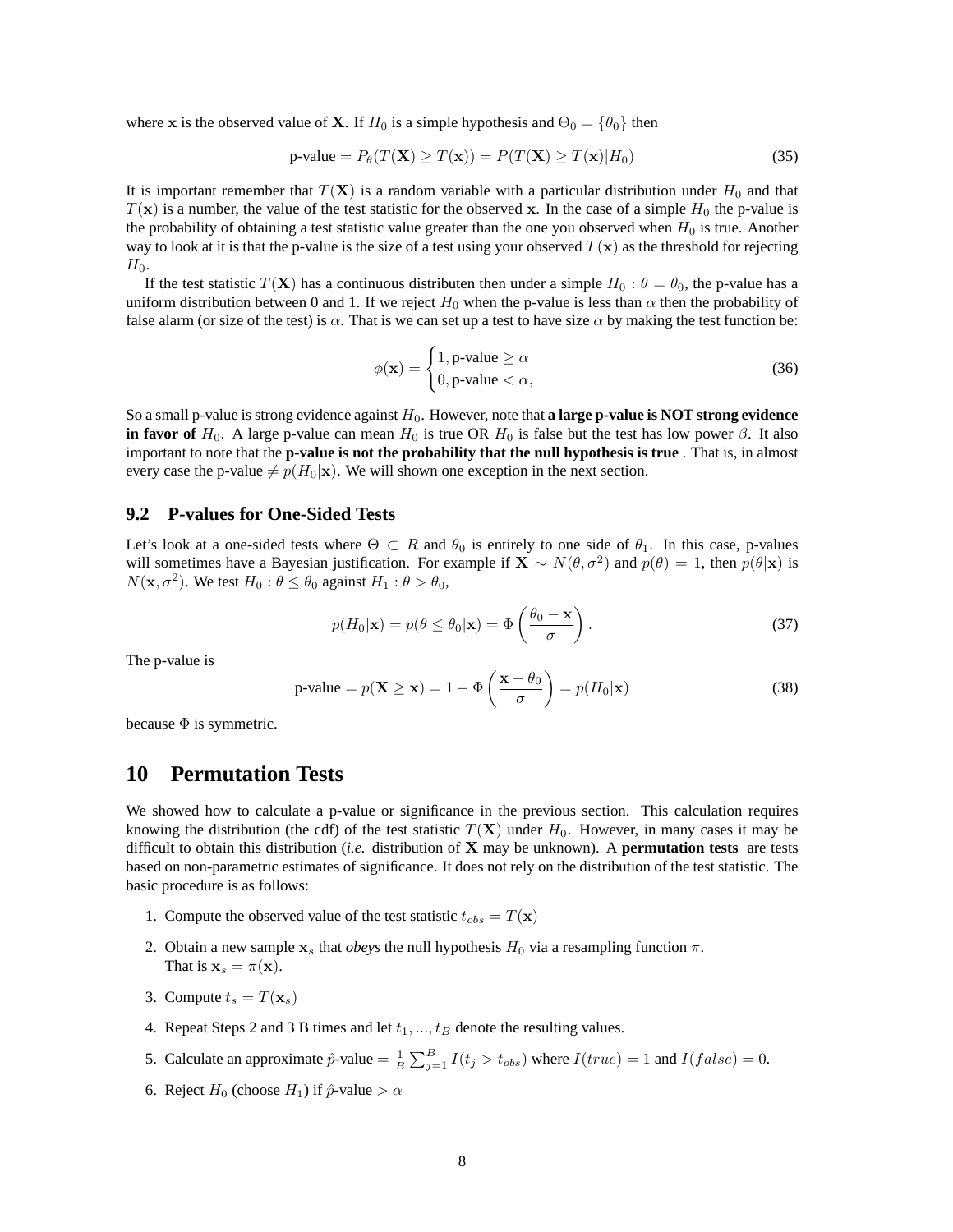where $\mathbf{x}$ is the observed value of $\mathbf{X}$. If $H_0$ is a simple hypothesis and $\Theta_0 = \{\theta_0\}$ then

$$\text{p-value} = P_\theta(T(\mathbf{X}) \geq T(\mathbf{x})) = P(T(\mathbf{X}) \geq T(\mathbf{x})|H_0) \tag{35}$$

It is important remember that $T(\mathbf{X})$ is a random variable with a particular distribution under $H_0$ and that $T(\mathbf{x})$ is a number, the value of the test statistic for the observed $\mathbf{x}$. In the case of a simple $H_0$ the p-value is the probability of obtaining a test statistic value greater than the one you observed when $H_0$ is true. Another way to look at it is that the p-value is the size of a test using your observed $T(\mathbf{x})$ as the threshold for rejecting $H_0$.

If the test statistic $T(\mathbf{X})$ has a continuous distributen then under a simple $H_0 : \theta = \theta_0$, the p-value has a uniform distribution between 0 and 1. If we reject $H_0$ when the p-value is less than $\alpha$ then the probability of false alarm (or size of the test) is $\alpha$. That is we can set up a test to have size $\alpha$ by making the test function be:

$$\phi(\mathbf{x}) = \begin{cases} 1, \text{p-value} \geq \alpha \\ 0, \text{p-value} < \alpha, \end{cases} \tag{36}$$

So a small p-value is strong evidence against $H_0$. However, note that **a large p-value is NOT strong evidence in favor of** $H_0$. A large p-value can mean $H_0$ is true OR $H_0$ is false but the test has low power $\beta$. It also important to note that the **p-value is not the probability that the null hypothesis is true** . That is, in almost every case the p-value $\neq p(H_0|\mathbf{x})$. We will shown one exception in the next section.

### 9.2 P-values for One-Sided Tests

Let's look at a one-sided tests where $\Theta \subset R$ and $\theta_0$ is entirely to one side of $\theta_1$. In this case, p-values will sometimes have a Bayesian justification. For example if $\mathbf{X} \sim N(\theta, \sigma^2)$ and $p(\theta) = 1$, then $p(\theta|\mathbf{x})$ is $N(\mathbf{x}, \sigma^2)$. We test $H_0 : \theta \leq \theta_0$ against $H_1 : \theta > \theta_0$,

$$p(H_0|\mathbf{x}) = p(\theta \leq \theta_0|\mathbf{x}) = \Phi\left(\frac{\theta_0 - \mathbf{x}}{\sigma}\right). \tag{37}$$

The p-value is

$$\text{p-value} = p(\mathbf{X} \geq \mathbf{x}) = 1 - \Phi\left(\frac{\mathbf{x} - \theta_0}{\sigma}\right) = p(H_0|\mathbf{x}) \tag{38}$$

because $\Phi$ is symmetric.

## 10 Permutation Tests

We showed how to calculate a p-value or significance in the previous section. This calculation requires knowing the distribution (the cdf) of the test statistic $T(\mathbf{X})$ under $H_0$. However, in many cases it may be difficult to obtain this distribution (*i.e.* distribution of $\mathbf{X}$ may be unknown). A **permutation tests** are tests based on non-parametric estimates of significance. It does not rely on the distribution of the test statistic. The basic procedure is as follows:

1. Compute the observed value of the test statistic $t_{obs} = T(\mathbf{x})$
2. Obtain a new sample $\mathbf{x}_s$ that *obeys* the null hypothesis $H_0$ via a resampling function $\pi$.
   That is $\mathbf{x}_s = \pi(\mathbf{x})$.
3. Compute $t_s = T(\mathbf{x}_s)$
4. Repeat Steps 2 and 3 B times and let $t_1, ..., t_B$ denote the resulting values.
5. Calculate an approximate $\hat{p}$-value $= \frac{1}{B}\sum_{j=1}^{B} I(t_j > t_{obs})$ where $I(true) = 1$ and $I(false) = 0$.
6. Reject $H_0$ (choose $H_1$) if $\hat{p}$-value $> \alpha$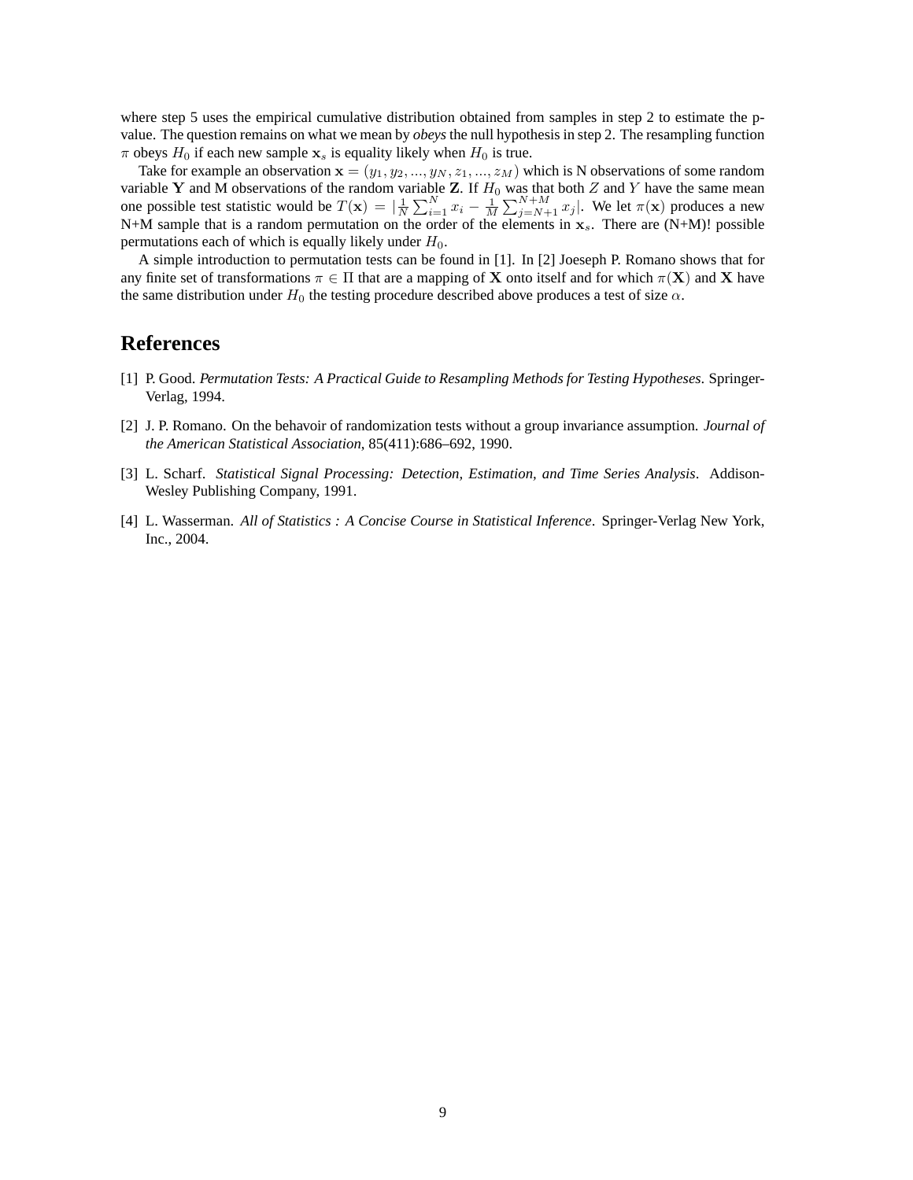where step 5 uses the empirical cumulative distribution obtained from samples in step 2 to estimate the p-value. The question remains on what we mean by *obeys* the null hypothesis in step 2. The resampling function $\pi$ obeys $H_0$ if each new sample $\mathbf{x}_s$ is equality likely when $H_0$ is true.

Take for example an observation $\mathbf{x} = (y_1, y_2, ..., y_N, z_1, ..., z_M)$ which is N observations of some random variable $\mathbf{Y}$ and M observations of the random variable $\mathbf{Z}$. If $H_0$ was that both $Z$ and $Y$ have the same mean one possible test statistic would be $T(\mathbf{x}) = |\frac{1}{N}\sum_{i=1}^{N} x_i - \frac{1}{M}\sum_{j=N+1}^{N+M} x_j|$. We let $\pi(\mathbf{x})$ produces a new N+M sample that is a random permutation on the order of the elements in $\mathbf{x}_s$. There are (N+M)! possible permutations each of which is equally likely under $H_0$.

A simple introduction to permutation tests can be found in [1]. In [2] Joeseph P. Romano shows that for any finite set of transformations $\pi \in \Pi$ that are a mapping of $\mathbf{X}$ onto itself and for which $\pi(\mathbf{X})$ and $\mathbf{X}$ have the same distribution under $H_0$ the testing procedure described above produces a test of size $\alpha$.

## References

[1] P. Good. *Permutation Tests: A Practical Guide to Resampling Methods for Testing Hypotheses*. Springer-Verlag, 1994.

[2] J. P. Romano. On the behavoir of randomization tests without a group invariance assumption. *Journal of the American Statistical Association*, 85(411):686–692, 1990.

[3] L. Scharf. *Statistical Signal Processing: Detection, Estimation, and Time Series Analysis*. Addison-Wesley Publishing Company, 1991.

[4] L. Wasserman. *All of Statistics : A Concise Course in Statistical Inference*. Springer-Verlag New York, Inc., 2004.